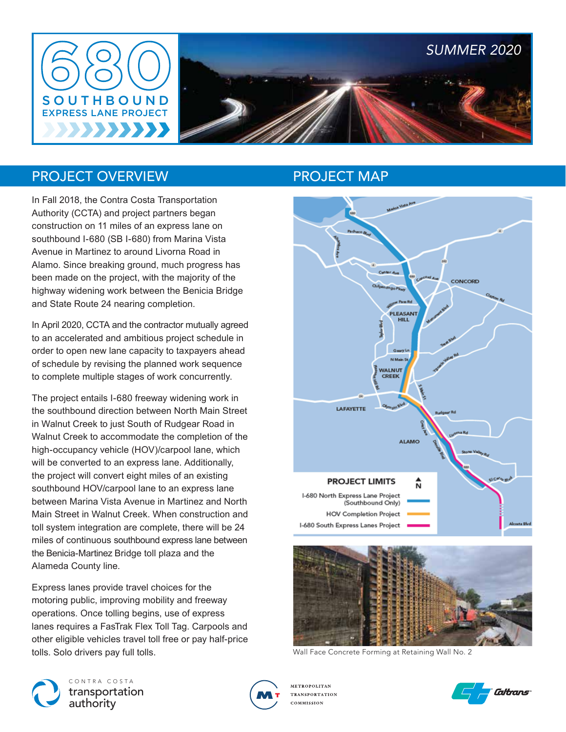# 680 SOUTHBOUND EXPRESS LANE PROJECT

*SUMMER 2020*

## PROJECT OVERVIEW

In Fall 2018, the Contra Costa Transportation Authority (CCTA) and project partners began construction on 11 miles of an express lane on southbound I-680 (SB I-680) from Marina Vista Avenue in Martinez to around Livorna Road in Alamo. Since breaking ground, much progress has been made on the project, with the majority of the highway widening work between the Benicia Bridge and State Route 24 nearing completion.

In April 2020, CCTA and the contractor mutually agreed to an accelerated and ambitious project schedule in order to open new lane capacity to taxpayers ahead of schedule by revising the planned work sequence to complete multiple stages of work concurrently.

The project entails I-680 freeway widening work in the southbound direction between North Main Street in Walnut Creek to just South of Rudgear Road in Walnut Creek to accommodate the completion of the high-occupancy vehicle (HOV)/carpool lane, which will be converted to an express lane. Additionally, the project will convert eight miles of an existing southbound HOV/carpool lane to an express lane between Marina Vista Avenue in Martinez and North Main Street in Walnut Creek. When construction and toll system integration are complete, there will be 24 miles of continuous southbound express lane between the Benicia-Martinez Bridge toll plaza and the Alameda County line.

Express lanes provide travel choices for the motoring public, improving mobility and freeway operations. Once tolling begins, use of express lanes requires a FasTrak Flex Toll Tag. Carpools and other eligible vehicles travel toll free or pay half-price tolls. Solo drivers pay full tolls.

## PROJECT MAP

**PROJECT LIMITS**

- I-680 North Express Lane Project (Southbound Only)
- HOV Completion Project
- I-680 South Express Lanes Project

Wall Face Concrete Forming at Retaining Wall No. 2

CONTRA COSTA transportation authority

METROPOLITAN TRANSPORTATION COMMISSION

Caltrans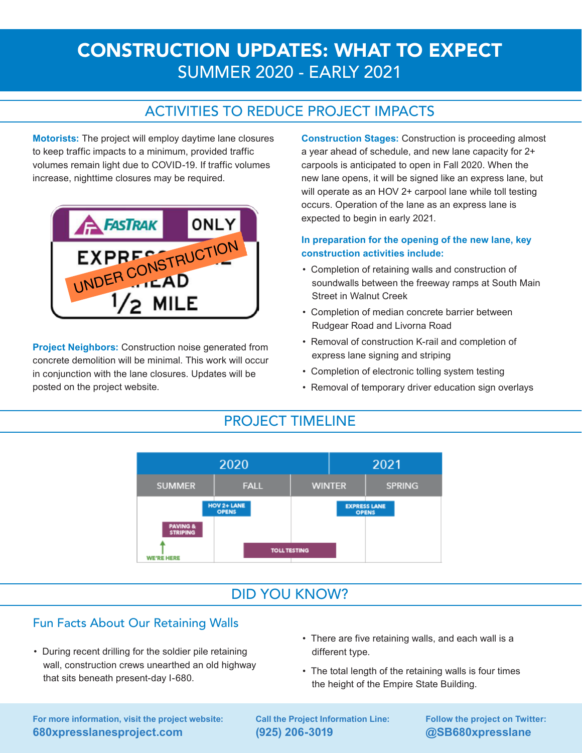# CONSTRUCTION UPDATES: WHAT TO EXPECT

SUMMER 2020 - EARLY 2021

## ACTIVITIES TO REDUCE PROJECT IMPACTS

**Motorists:** The project will employ daytime lane closures to keep traffic impacts to a minimum, provided traffic volumes remain light due to COVID-19. If traffic volumes increase, nighttime closures may be required.

**Project Neighbors:** Construction noise generated from concrete demolition will be minimal. This work will occur in conjunction with the lane closures. Updates will be posted on the project website.

**Construction Stages:** Construction is proceeding almost a year ahead of schedule, and new lane capacity for 2+ carpools is anticipated to open in Fall 2020. When the new lane opens, it will be signed like an express lane, but will operate as an HOV 2+ carpool lane while toll testing occurs. Operation of the lane as an express lane is expected to begin in early 2021.

**In preparation for the opening of the new lane, key construction activities include:**

- Completion of retaining walls and construction of soundwalls between the freeway ramps at South Main Street in Walnut Creek
- Completion of median concrete barrier between Rudgear Road and Livorna Road
- Removal of construction K-rail and completion of express lane signing and striping
- Completion of electronic tolling system testing
- Removal of temporary driver education sign overlays

## PROJECT TIMELINE

2020
2021
SUMMER
FALL
WINTER
SPRING
HOV 2+ LANE OPENS
EXPRESS LANE OPENS
PAVING & STRIPING
TOLL TESTING
WE'RE HERE

## DID YOU KNOW?

### Fun Facts About Our Retaining Walls

- During recent drilling for the soldier pile retaining wall, construction crews unearthed an old highway that sits beneath present-day I-680.
- There are five retaining walls, and each wall is a different type.
- The total length of the retaining walls is four times the height of the Empire State Building.

For more information, visit the project website: **680xpresslanesproject.com**

Call the Project Information Line: **(925) 206-3019**

Follow the project on Twitter: **@SB680xpresslane**